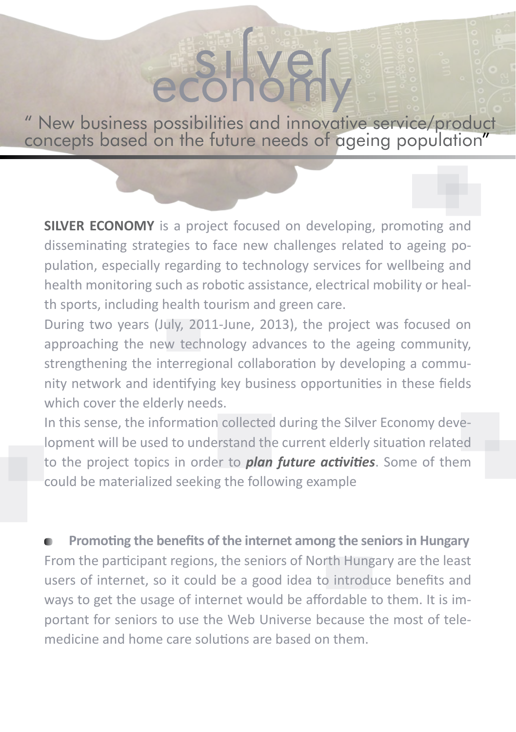# silver economy

" New business possibilities and innovative service/product concepts based on the future needs of ageing population"

**SILVER ECONOMY** is a project focused on developing, promoting and disseminating strategies to face new challenges related to ageing population, especially regarding to technology services for wellbeing and health monitoring such as robotic assistance, electrical mobility or health sports, including health tourism and green care.

During two years (July, 2011-June, 2013), the project was focused on approaching the new technology advances to the ageing community, strengthening the interregional collaboration by developing a community network and identifying key business opportunities in these fields which cover the elderly needs.

In this sense, the information collected during the Silver Economy development will be used to understand the current elderly situation related to the project topics in order to ***plan future activities***. Some of them could be materialized seeking the following example

- **Promoting the benefits of the internet among the seniors in Hungary**

From the participant regions, the seniors of North Hungary are the least users of internet, so it could be a good idea to introduce benefits and ways to get the usage of internet would be affordable to them. It is important for seniors to use the Web Universe because the most of telemedicine and home care solutions are based on them.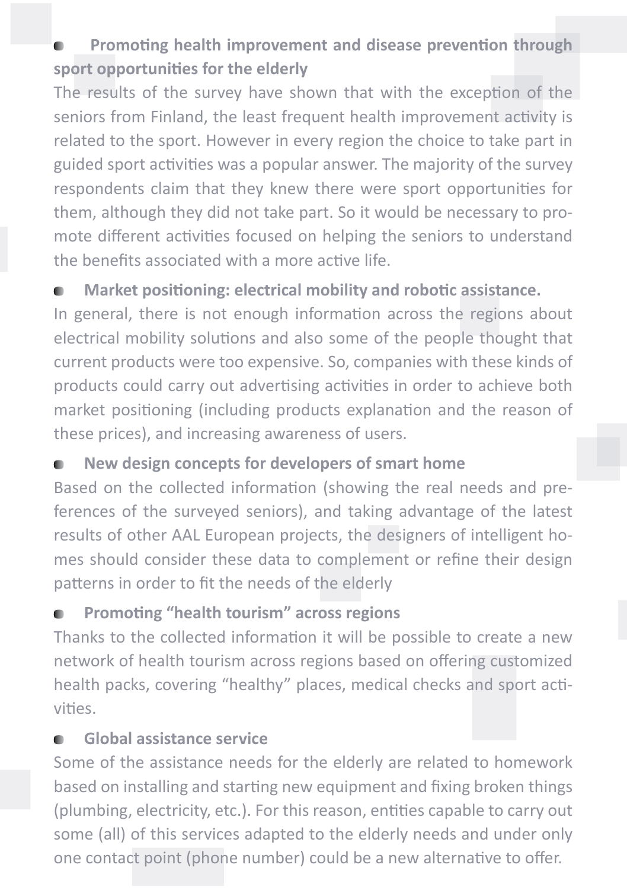- **Promoting health improvement and disease prevention through sport opportunities for the elderly**

The results of the survey have shown that with the exception of the seniors from Finland, the least frequent health improvement activity is related to the sport. However in every region the choice to take part in guided sport activities was a popular answer. The majority of the survey respondents claim that they knew there were sport opportunities for them, although they did not take part. So it would be necessary to promote different activities focused on helping the seniors to understand the benefits associated with a more active life.

- **Market positioning: electrical mobility and robotic assistance.**

In general, there is not enough information across the regions about electrical mobility solutions and also some of the people thought that current products were too expensive. So, companies with these kinds of products could carry out advertising activities in order to achieve both market positioning (including products explanation and the reason of these prices), and increasing awareness of users.

- **New design concepts for developers of smart home**

Based on the collected information (showing the real needs and preferences of the surveyed seniors), and taking advantage of the latest results of other AAL European projects, the designers of intelligent homes should consider these data to complement or refine their design patterns in order to fit the needs of the elderly

- **Promoting "health tourism" across regions**

Thanks to the collected information it will be possible to create a new network of health tourism across regions based on offering customized health packs, covering "healthy" places, medical checks and sport activities.

- **Global assistance service**

Some of the assistance needs for the elderly are related to homework based on installing and starting new equipment and fixing broken things (plumbing, electricity, etc.). For this reason, entities capable to carry out some (all) of this services adapted to the elderly needs and under only one contact point (phone number) could be a new alternative to offer.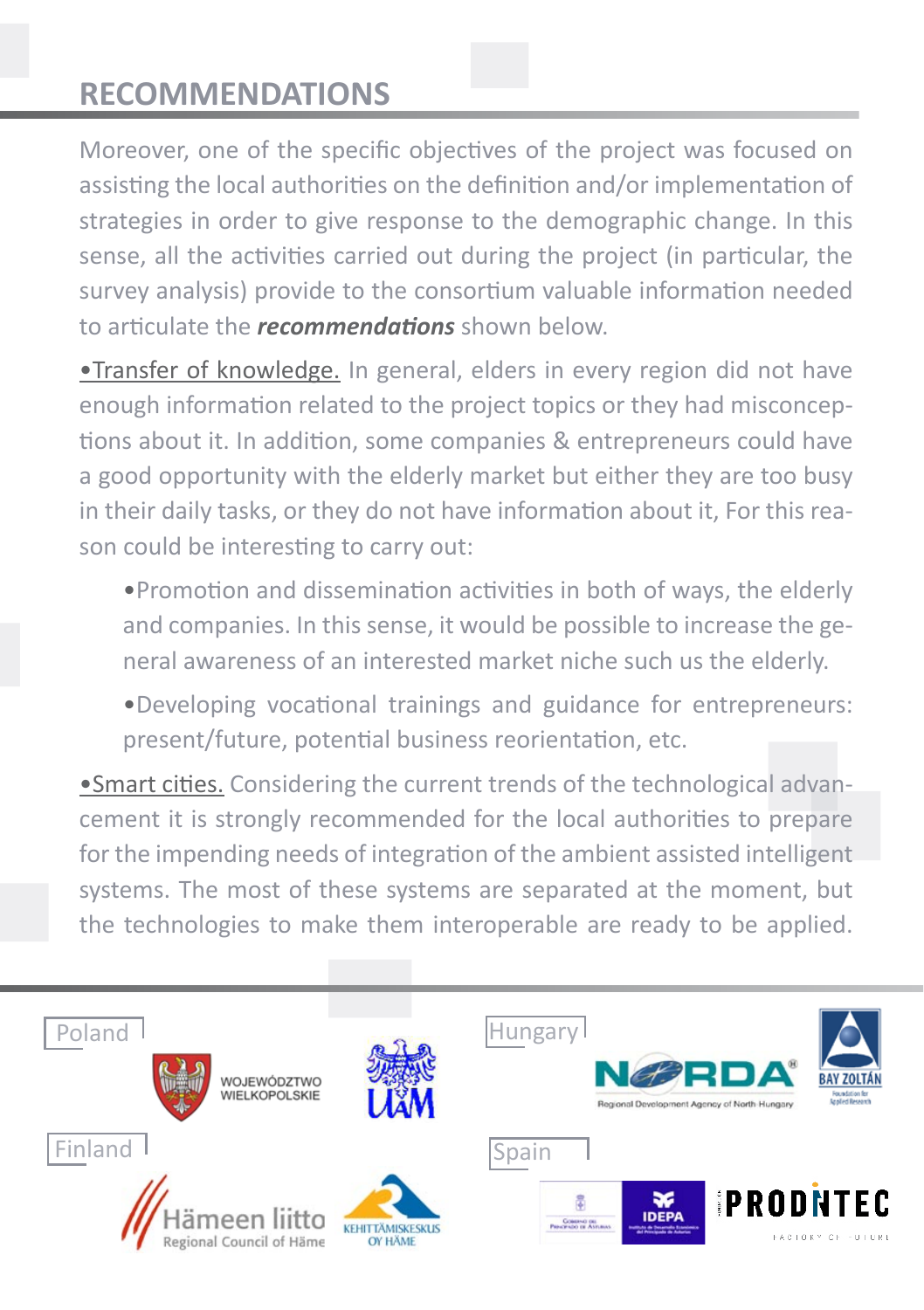## RECOMMENDATIONS

Moreover, one of the specific objectives of the project was focused on assisting the local authorities on the definition and/or implementation of strategies in order to give response to the demographic change. In this sense, all the activities carried out during the project (in particular, the survey analysis) provide to the consortium valuable information needed to articulate the ***recommendations*** shown below.

•Transfer of knowledge. In general, elders in every region did not have enough information related to the project topics or they had misconceptions about it. In addition, some companies & entrepreneurs could have a good opportunity with the elderly market but either they are too busy in their daily tasks, or they do not have information about it, For this reason could be interesting to carry out:

- Promotion and dissemination activities in both of ways, the elderly and companies. In this sense, it would be possible to increase the general awareness of an interested market niche such us the elderly.
- Developing vocational trainings and guidance for entrepreneurs: present/future, potential business reorientation, etc.

•Smart cities. Considering the current trends of the technological advancement it is strongly recommended for the local authorities to prepare for the impending needs of integration of the ambient assisted intelligent systems. The most of these systems are separated at the moment, but the technologies to make them interoperable are ready to be applied.

Poland

WOJEWÓDZTWO WIELKOPOLSKIE

UAM

Hungary

NORDA Regional Development Agency of North Hungary

BAY ZOLTÁN Foundation for Applied Research

Finland

Hämeen liitto Regional Council of Häme

KEHITTÄMISKESKUS OY HÄME

Spain

Gobierno del Principado de Asturias

IDEPA

PRODINTEC FACTORY OF FUTURE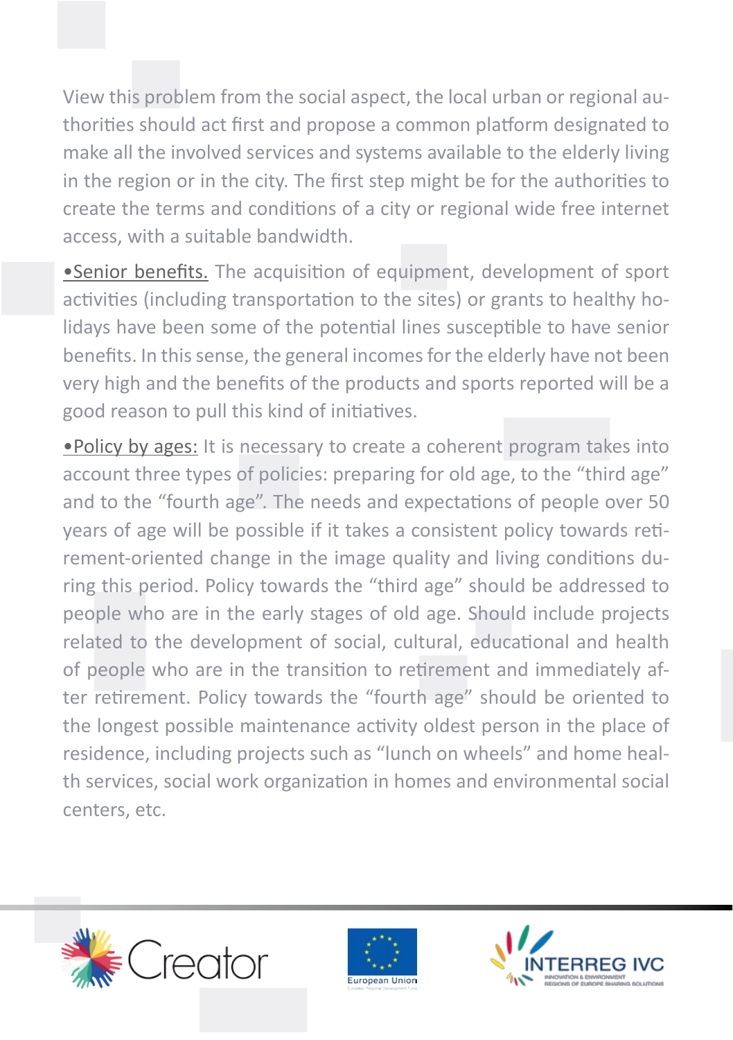View this problem from the social aspect, the local urban or regional authorities should act first and propose a common platform designated to make all the involved services and systems available to the elderly living in the region or in the city. The first step might be for the authorities to create the terms and conditions of a city or regional wide free internet access, with a suitable bandwidth.

• Senior benefits. The acquisition of equipment, development of sport activities (including transportation to the sites) or grants to healthy holidays have been some of the potential lines susceptible to have senior benefits. In this sense, the general incomes for the elderly have not been very high and the benefits of the products and sports reported will be a good reason to pull this kind of initiatives.

• Policy by ages: It is necessary to create a coherent program takes into account three types of policies: preparing for old age, to the "third age" and to the "fourth age". The needs and expectations of people over 50 years of age will be possible if it takes a consistent policy towards retirement-oriented change in the image quality and living conditions during this period. Policy towards the "third age" should be addressed to people who are in the early stages of old age. Should include projects related to the development of social, cultural, educational and health of people who are in the transition to retirement and immediately after retirement. Policy towards the "fourth age" should be oriented to the longest possible maintenance activity oldest person in the place of residence, including projects such as "lunch on wheels" and home health services, social work organization in homes and environmental social centers, etc.

Creator

European Union

INTERREG IVC